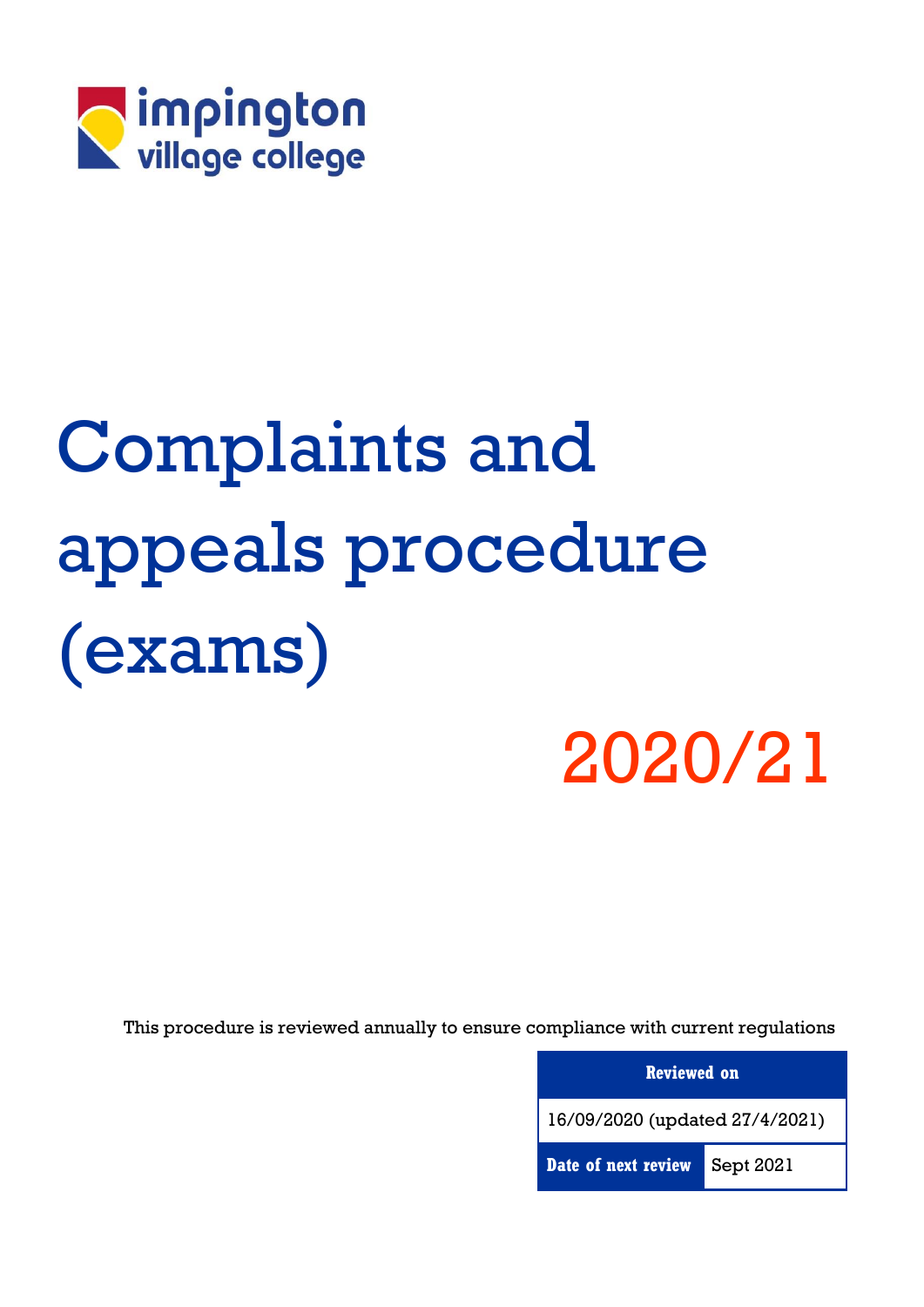impington village college

# Complaints and appeals procedure (exams)

# 2020/21

This procedure is reviewed annually to ensure compliance with current regulations

| Reviewed on | |
|---|---|
| 16/09/2020 (updated 27/4/2021) | |
| Date of next review | Sept 2021 |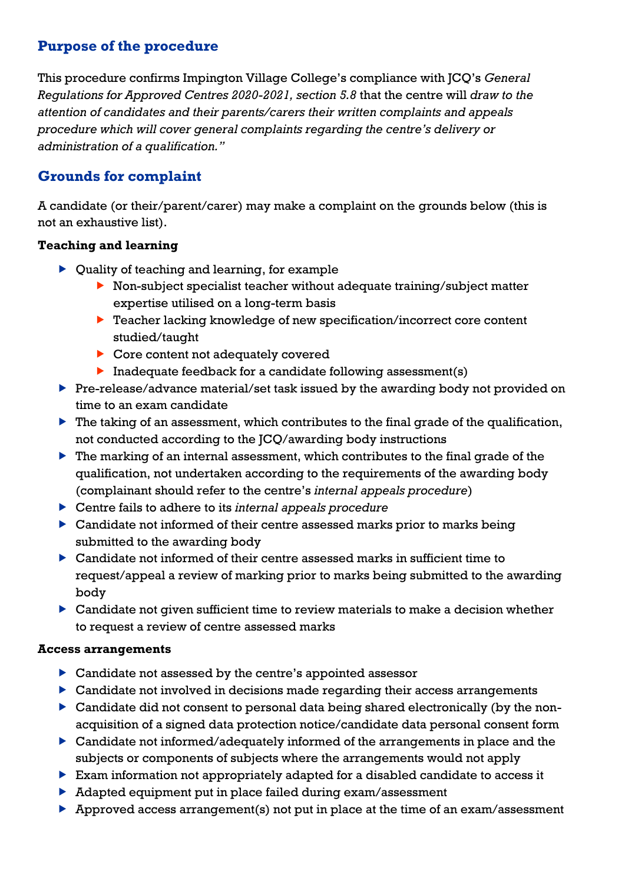## Purpose of the procedure

This procedure confirms Impington Village College's compliance with JCQ's *General Regulations for Approved Centres 2020-2021, section 5.8* that the centre will *draw to the attention of candidates and their parents/carers their written complaints and appeals procedure which will cover general complaints regarding the centre's delivery or administration of a qualification."*

## Grounds for complaint

A candidate (or their/parent/carer) may make a complaint on the grounds below (this is not an exhaustive list).

**Teaching and learning**

- Quality of teaching and learning, for example
  - Non-subject specialist teacher without adequate training/subject matter expertise utilised on a long-term basis
  - Teacher lacking knowledge of new specification/incorrect core content studied/taught
  - Core content not adequately covered
  - Inadequate feedback for a candidate following assessment(s)
- Pre-release/advance material/set task issued by the awarding body not provided on time to an exam candidate
- The taking of an assessment, which contributes to the final grade of the qualification, not conducted according to the JCQ/awarding body instructions
- The marking of an internal assessment, which contributes to the final grade of the qualification, not undertaken according to the requirements of the awarding body (complainant should refer to the centre's *internal appeals procedure*)
- Centre fails to adhere to its *internal appeals procedure*
- Candidate not informed of their centre assessed marks prior to marks being submitted to the awarding body
- Candidate not informed of their centre assessed marks in sufficient time to request/appeal a review of marking prior to marks being submitted to the awarding body
- Candidate not given sufficient time to review materials to make a decision whether to request a review of centre assessed marks

**Access arrangements**

- Candidate not assessed by the centre's appointed assessor
- Candidate not involved in decisions made regarding their access arrangements
- Candidate did not consent to personal data being shared electronically (by the non-acquisition of a signed data protection notice/candidate data personal consent form
- Candidate not informed/adequately informed of the arrangements in place and the subjects or components of subjects where the arrangements would not apply
- Exam information not appropriately adapted for a disabled candidate to access it
- Adapted equipment put in place failed during exam/assessment
- Approved access arrangement(s) not put in place at the time of an exam/assessment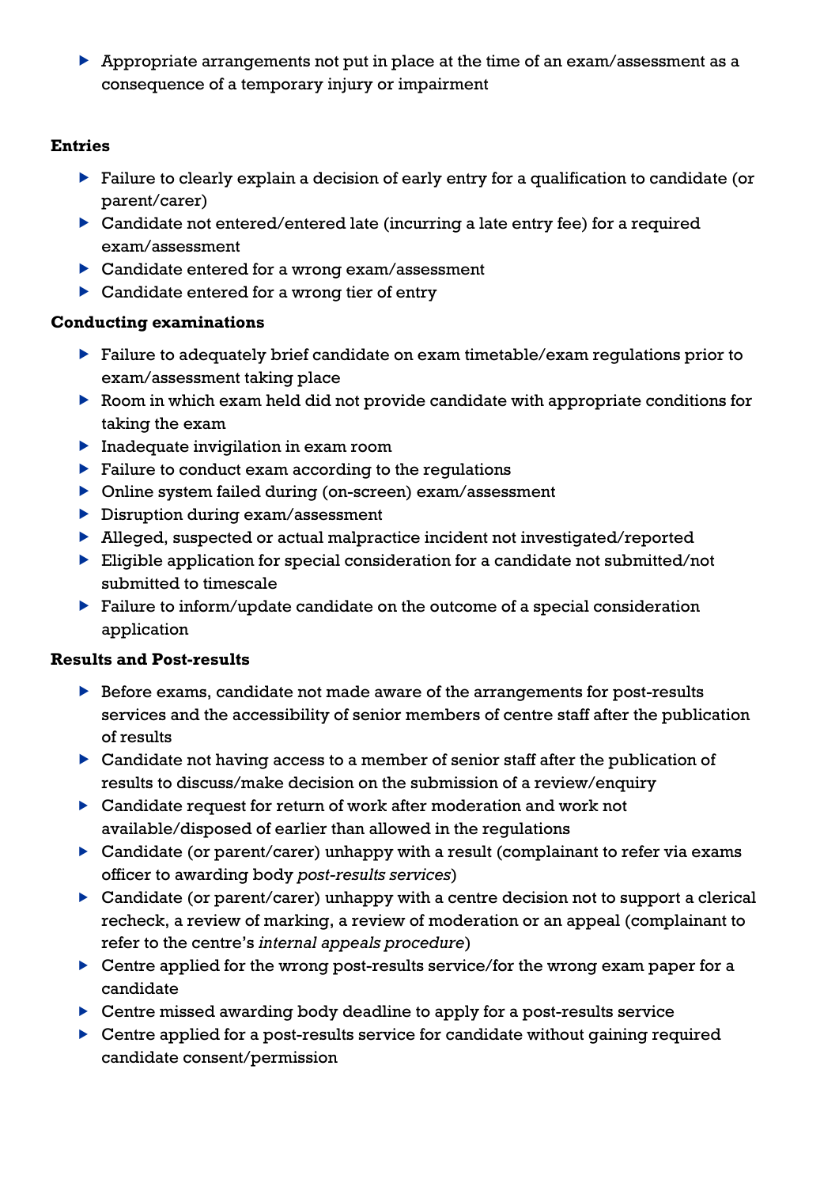- Appropriate arrangements not put in place at the time of an exam/assessment as a consequence of a temporary injury or impairment

**Entries**

- Failure to clearly explain a decision of early entry for a qualification to candidate (or parent/carer)
- Candidate not entered/entered late (incurring a late entry fee) for a required exam/assessment
- Candidate entered for a wrong exam/assessment
- Candidate entered for a wrong tier of entry

**Conducting examinations**

- Failure to adequately brief candidate on exam timetable/exam regulations prior to exam/assessment taking place
- Room in which exam held did not provide candidate with appropriate conditions for taking the exam
- Inadequate invigilation in exam room
- Failure to conduct exam according to the regulations
- Online system failed during (on-screen) exam/assessment
- Disruption during exam/assessment
- Alleged, suspected or actual malpractice incident not investigated/reported
- Eligible application for special consideration for a candidate not submitted/not submitted to timescale
- Failure to inform/update candidate on the outcome of a special consideration application

**Results and Post-results**

- Before exams, candidate not made aware of the arrangements for post-results services and the accessibility of senior members of centre staff after the publication of results
- Candidate not having access to a member of senior staff after the publication of results to discuss/make decision on the submission of a review/enquiry
- Candidate request for return of work after moderation and work not available/disposed of earlier than allowed in the regulations
- Candidate (or parent/carer) unhappy with a result (complainant to refer via exams officer to awarding body *post-results services*)
- Candidate (or parent/carer) unhappy with a centre decision not to support a clerical recheck, a review of marking, a review of moderation or an appeal (complainant to refer to the centre's *internal appeals procedure*)
- Centre applied for the wrong post-results service/for the wrong exam paper for a candidate
- Centre missed awarding body deadline to apply for a post-results service
- Centre applied for a post-results service for candidate without gaining required candidate consent/permission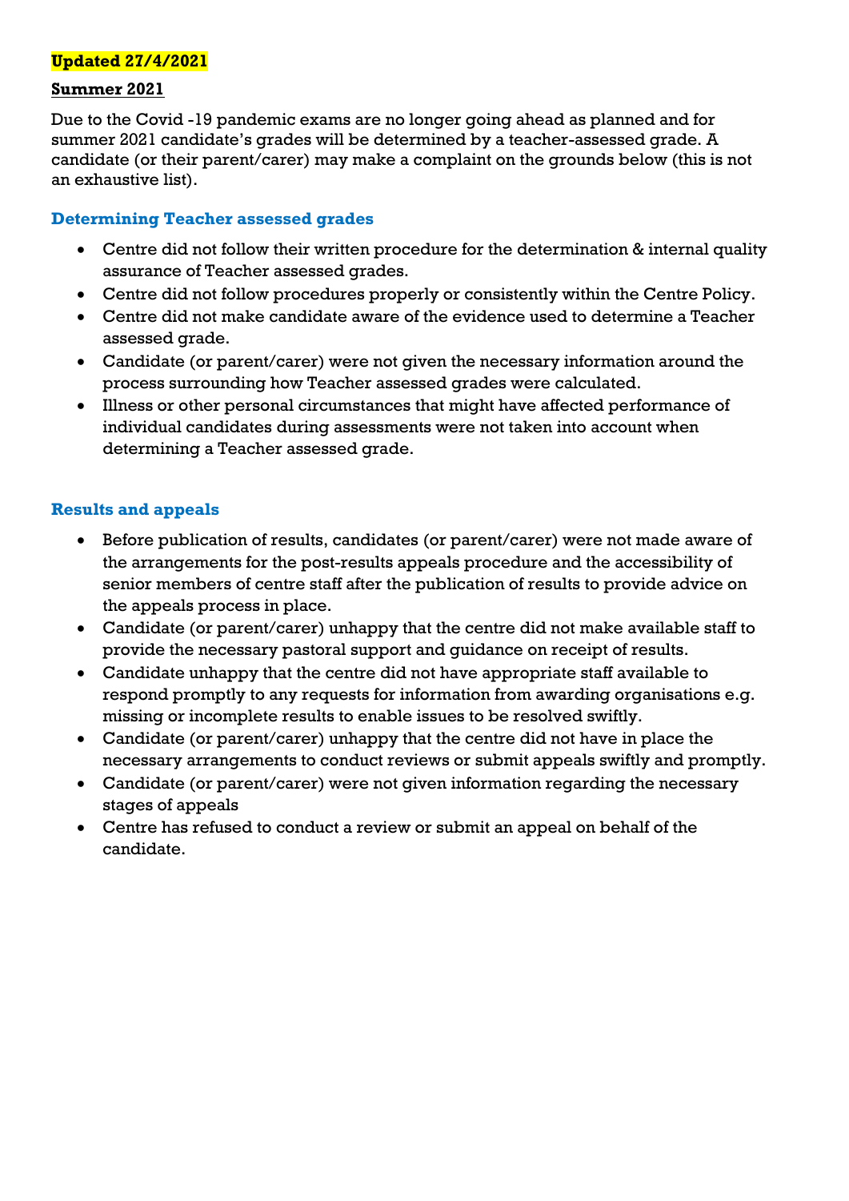**Updated 27/4/2021**

**Summer 2021**

Due to the Covid -19 pandemic exams are no longer going ahead as planned and for summer 2021 candidate's grades will be determined by a teacher-assessed grade. A candidate (or their parent/carer) may make a complaint on the grounds below (this is not an exhaustive list).

### Determining Teacher assessed grades

- Centre did not follow their written procedure for the determination & internal quality assurance of Teacher assessed grades.
- Centre did not follow procedures properly or consistently within the Centre Policy.
- Centre did not make candidate aware of the evidence used to determine a Teacher assessed grade.
- Candidate (or parent/carer) were not given the necessary information around the process surrounding how Teacher assessed grades were calculated.
- Illness or other personal circumstances that might have affected performance of individual candidates during assessments were not taken into account when determining a Teacher assessed grade.

### Results and appeals

- Before publication of results, candidates (or parent/carer) were not made aware of the arrangements for the post-results appeals procedure and the accessibility of senior members of centre staff after the publication of results to provide advice on the appeals process in place.
- Candidate (or parent/carer) unhappy that the centre did not make available staff to provide the necessary pastoral support and guidance on receipt of results.
- Candidate unhappy that the centre did not have appropriate staff available to respond promptly to any requests for information from awarding organisations e.g. missing or incomplete results to enable issues to be resolved swiftly.
- Candidate (or parent/carer) unhappy that the centre did not have in place the necessary arrangements to conduct reviews or submit appeals swiftly and promptly.
- Candidate (or parent/carer) were not given information regarding the necessary stages of appeals
- Centre has refused to conduct a review or submit an appeal on behalf of the candidate.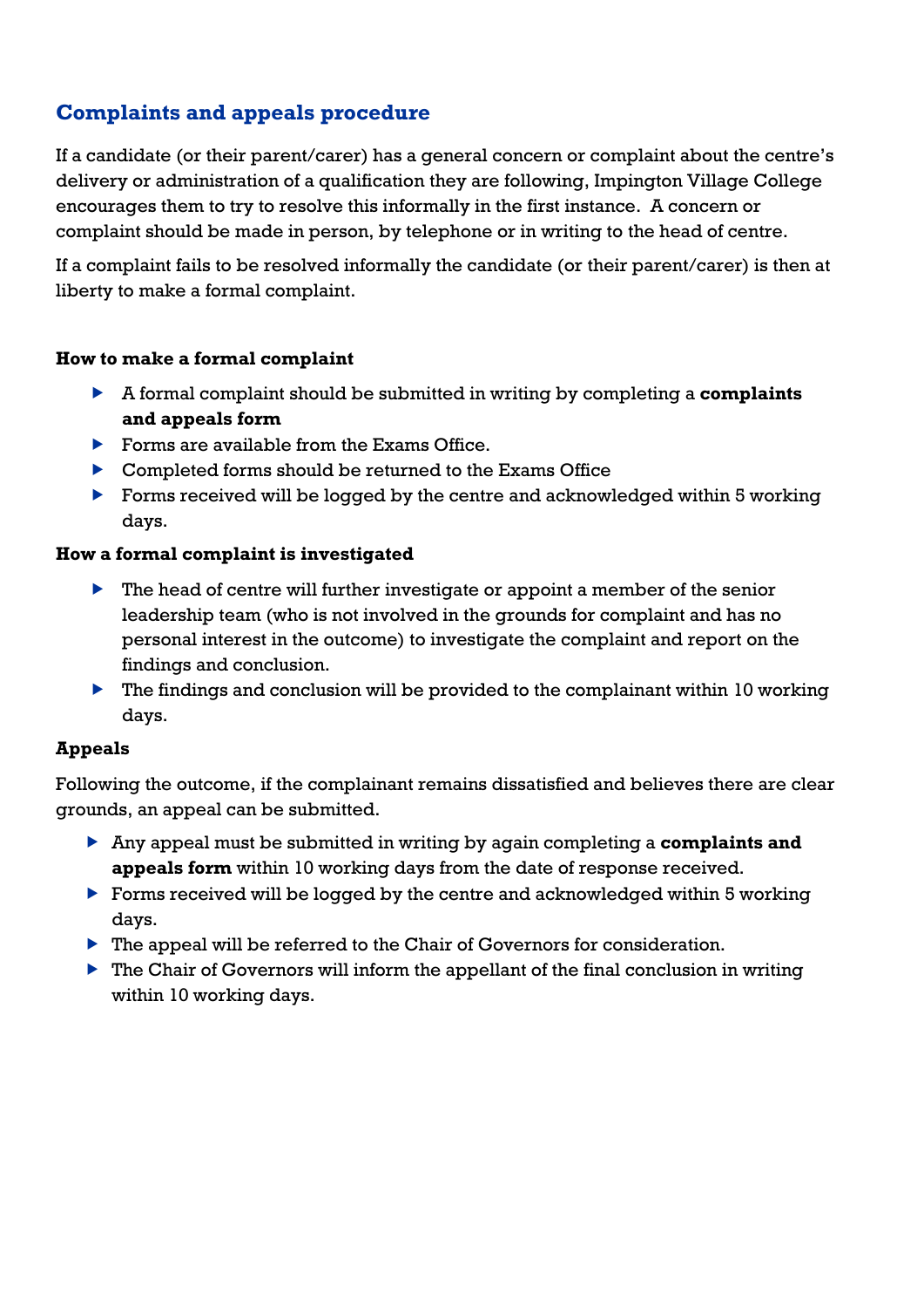## Complaints and appeals procedure

If a candidate (or their parent/carer) has a general concern or complaint about the centre's delivery or administration of a qualification they are following, Impington Village College encourages them to try to resolve this informally in the first instance. A concern or complaint should be made in person, by telephone or in writing to the head of centre.

If a complaint fails to be resolved informally the candidate (or their parent/carer) is then at liberty to make a formal complaint.

### How to make a formal complaint

- A formal complaint should be submitted in writing by completing a **complaints and appeals form**
- Forms are available from the Exams Office.
- Completed forms should be returned to the Exams Office
- Forms received will be logged by the centre and acknowledged within 5 working days.

### How a formal complaint is investigated

- The head of centre will further investigate or appoint a member of the senior leadership team (who is not involved in the grounds for complaint and has no personal interest in the outcome) to investigate the complaint and report on the findings and conclusion.
- The findings and conclusion will be provided to the complainant within 10 working days.

### Appeals

Following the outcome, if the complainant remains dissatisfied and believes there are clear grounds, an appeal can be submitted.

- Any appeal must be submitted in writing by again completing a **complaints and appeals form** within 10 working days from the date of response received.
- Forms received will be logged by the centre and acknowledged within 5 working days.
- The appeal will be referred to the Chair of Governors for consideration.
- The Chair of Governors will inform the appellant of the final conclusion in writing within 10 working days.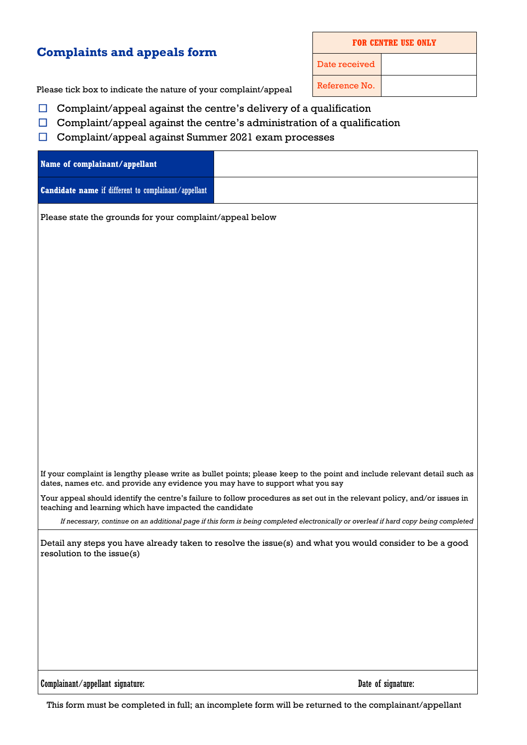# Complaints and appeals form

| FOR CENTRE USE ONLY | |
|---|---|
| Date received | |
| Reference No. | |

Please tick box to indicate the nature of your complaint/appeal

- ☐ Complaint/appeal against the centre's delivery of a qualification
- ☐ Complaint/appeal against the centre's administration of a qualification
- ☐ Complaint/appeal against Summer 2021 exam processes

| | |
|---|---|
| **Name of complainant/appellant** | |
| **Candidate name** if different to complainant/appellant | |

Please state the grounds for your complaint/appeal below

If your complaint is lengthy please write as bullet points; please keep to the point and include relevant detail such as dates, names etc. and provide any evidence you may have to support what you say

Your appeal should identify the centre's failure to follow procedures as set out in the relevant policy, and/or issues in teaching and learning which have impacted the candidate

*If necessary, continue on an additional page if this form is being completed electronically or overleaf if hard copy being completed*

Detail any steps you have already taken to resolve the issue(s) and what you would consider to be a good resolution to the issue(s)

Complainant/appellant signature: Date of signature:

This form must be completed in full; an incomplete form will be returned to the complainant/appellant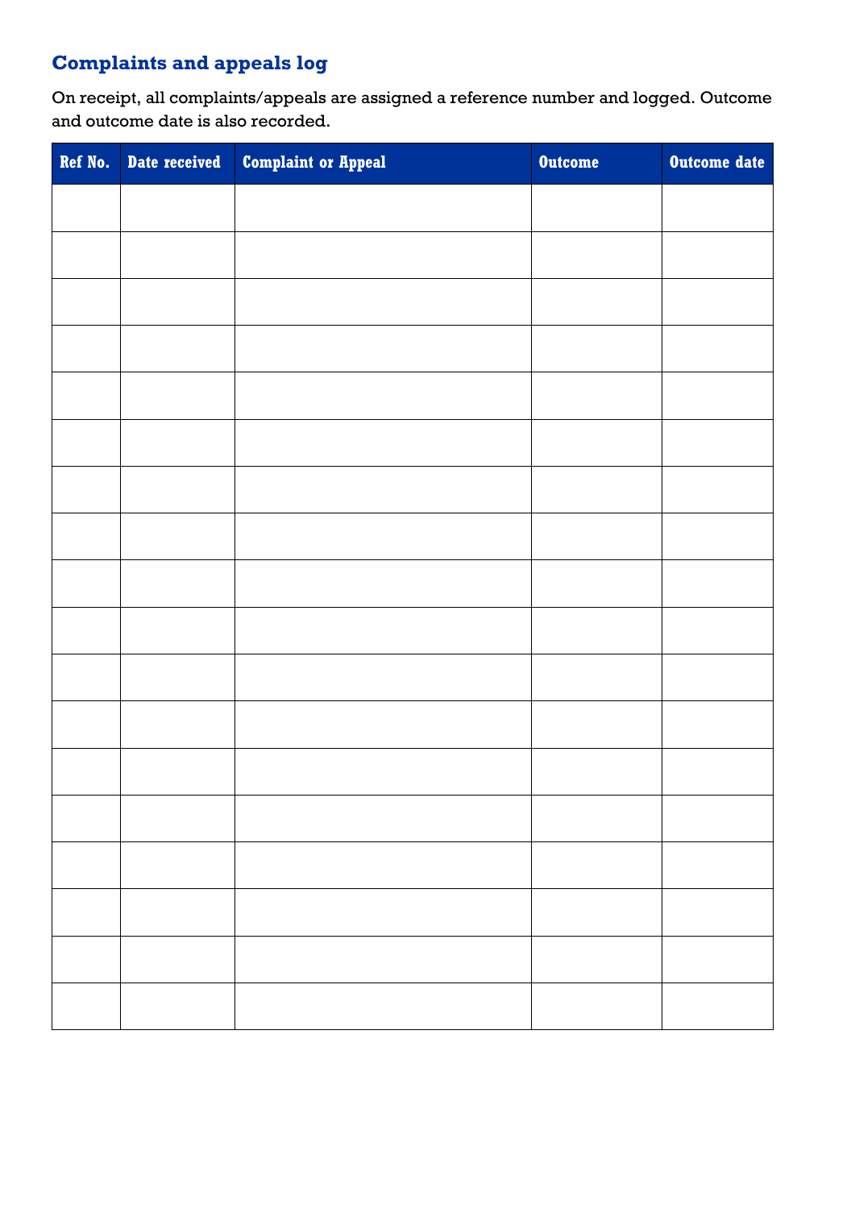## Complaints and appeals log

On receipt, all complaints/appeals are assigned a reference number and logged. Outcome and outcome date is also recorded.

| Ref No. | Date received | Complaint or Appeal | Outcome | Outcome date |
|---|---|---|---|---|
| | | | | |
| | | | | |
| | | | | |
| | | | | |
| | | | | |
| | | | | |
| | | | | |
| | | | | |
| | | | | |
| | | | | |
| | | | | |
| | | | | |
| | | | | |
| | | | | |
| | | | | |
| | | | | |
| | | | | |
| | | | | |
| | | | | |